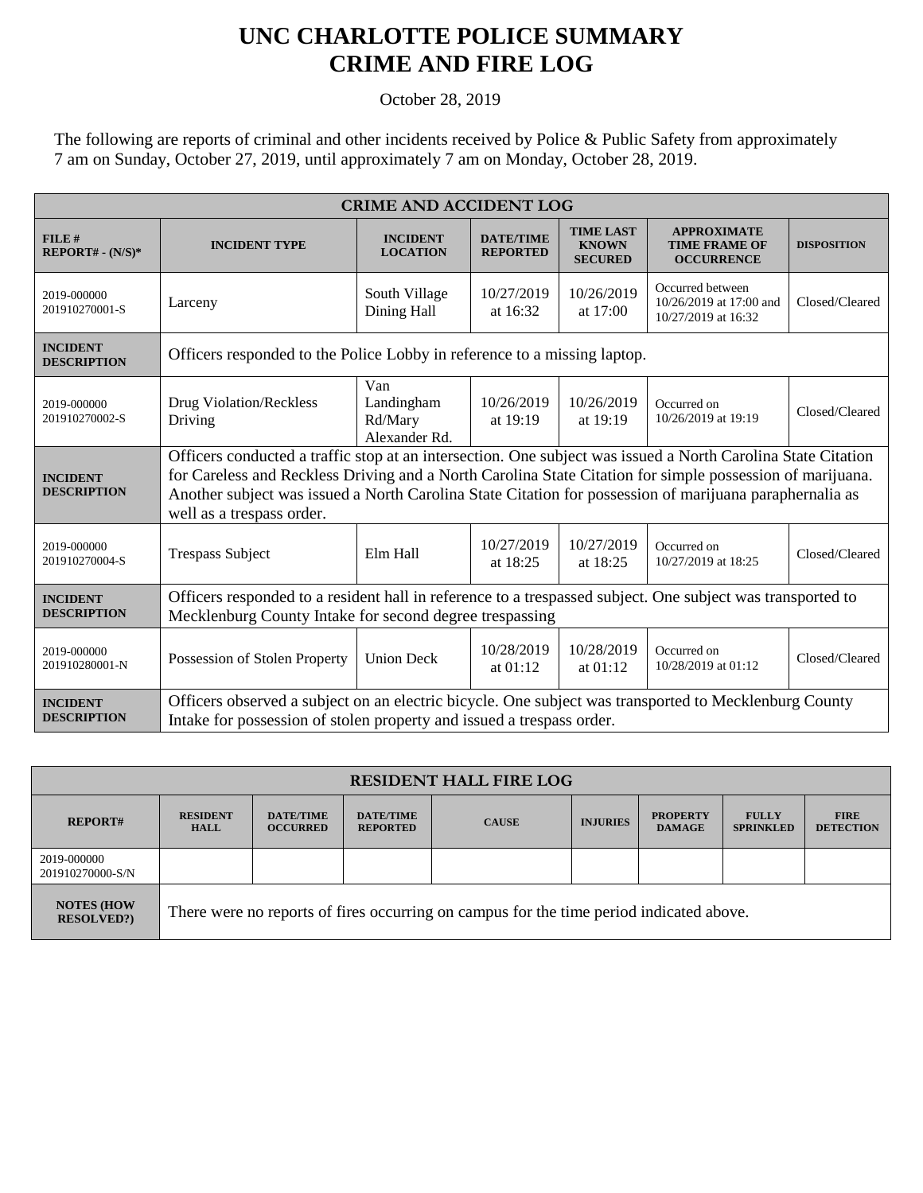# UNC CHARLOTTE POLICE SUMMARY
# CRIME AND FIRE LOG

October 28, 2019

The following are reports of criminal and other incidents received by Police & Public Safety from approximately 7 am on Sunday, October 27, 2019, until approximately 7 am on Monday, October 28, 2019.

| CRIME AND ACCIDENT LOG | | | | | | |
|---|---|---|---|---|---|---|
| **FILE # REPORT# - (N/S)*** | **INCIDENT TYPE** | **INCIDENT LOCATION** | **DATE/TIME REPORTED** | **TIME LAST KNOWN SECURED** | **APPROXIMATE TIME FRAME OF OCCURRENCE** | **DISPOSITION** |
| 2019-000000 201910270001-S | Larceny | South Village Dining Hall | 10/27/2019 at 16:32 | 10/26/2019 at 17:00 | Occurred between 10/26/2019 at 17:00 and 10/27/2019 at 16:32 | Closed/Cleared |
| **INCIDENT DESCRIPTION** | Officers responded to the Police Lobby in reference to a missing laptop. | | | | | |
| 2019-000000 201910270002-S | Drug Violation/Reckless Driving | Van Landingham Rd/Mary Alexander Rd. | 10/26/2019 at 19:19 | 10/26/2019 at 19:19 | Occurred on 10/26/2019 at 19:19 | Closed/Cleared |
| **INCIDENT DESCRIPTION** | Officers conducted a traffic stop at an intersection. One subject was issued a North Carolina State Citation for Careless and Reckless Driving and a North Carolina State Citation for simple possession of marijuana. Another subject was issued a North Carolina State Citation for possession of marijuana paraphernalia as well as a trespass order. | | | | | |
| 2019-000000 201910270004-S | Trespass Subject | Elm Hall | 10/27/2019 at 18:25 | 10/27/2019 at 18:25 | Occurred on 10/27/2019 at 18:25 | Closed/Cleared |
| **INCIDENT DESCRIPTION** | Officers responded to a resident hall in reference to a trespassed subject. One subject was transported to Mecklenburg County Intake for second degree trespassing | | | | | |
| 2019-000000 201910280001-N | Possession of Stolen Property | Union Deck | 10/28/2019 at 01:12 | 10/28/2019 at 01:12 | Occurred on 10/28/2019 at 01:12 | Closed/Cleared |
| **INCIDENT DESCRIPTION** | Officers observed a subject on an electric bicycle. One subject was transported to Mecklenburg County Intake for possession of stolen property and issued a trespass order. | | | | | |

| RESIDENT HALL FIRE LOG | | | | | | | | |
|---|---|---|---|---|---|---|---|---|
| **REPORT#** | **RESIDENT HALL** | **DATE/TIME OCCURRED** | **DATE/TIME REPORTED** | **CAUSE** | **INJURIES** | **PROPERTY DAMAGE** | **FULLY SPRINKLED** | **FIRE DETECTION** |
| 2019-000000 201910270000-S/N | | | | | | | | |
| **NOTES (HOW RESOLVED?)** | There were no reports of fires occurring on campus for the time period indicated above. | | | | | | | |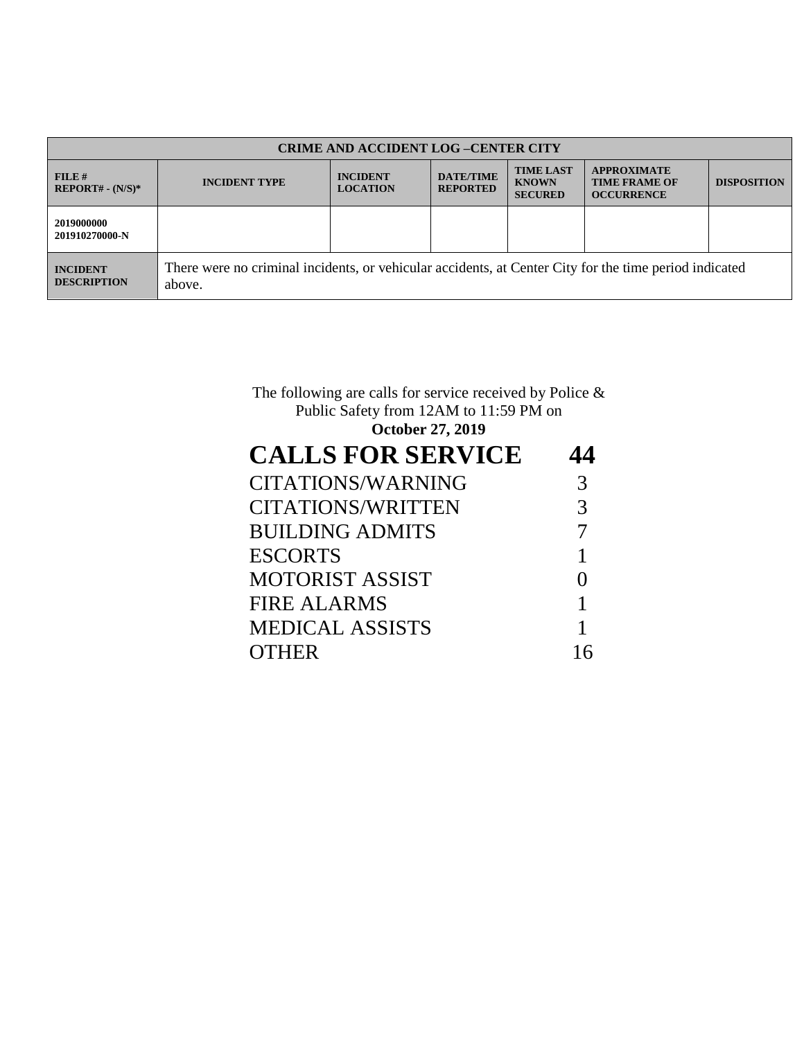| CRIME AND ACCIDENT LOG –CENTER CITY | | | | | | |
|---|---|---|---|---|---|---|
| **FILE # REPORT# - (N/S)*** | **INCIDENT TYPE** | **INCIDENT LOCATION** | **DATE/TIME REPORTED** | **TIME LAST KNOWN SECURED** | **APPROXIMATE TIME FRAME OF OCCURRENCE** | **DISPOSITION** |
| **2019000000 201910270000-N** | | | | | | |
| **INCIDENT DESCRIPTION** | There were no criminal incidents, or vehicular accidents, at Center City for the time period indicated above. | | | | | |

The following are calls for service received by Police & Public Safety from 12AM to 11:59 PM on

**October 27, 2019**

| | |
|---|---|
| **CALLS FOR SERVICE** | **44** |
| CITATIONS/WARNING | 3 |
| CITATIONS/WRITTEN | 3 |
| BUILDING ADMITS | 7 |
| ESCORTS | 1 |
| MOTORIST ASSIST | 0 |
| FIRE ALARMS | 1 |
| MEDICAL ASSISTS | 1 |
| OTHER | 16 |